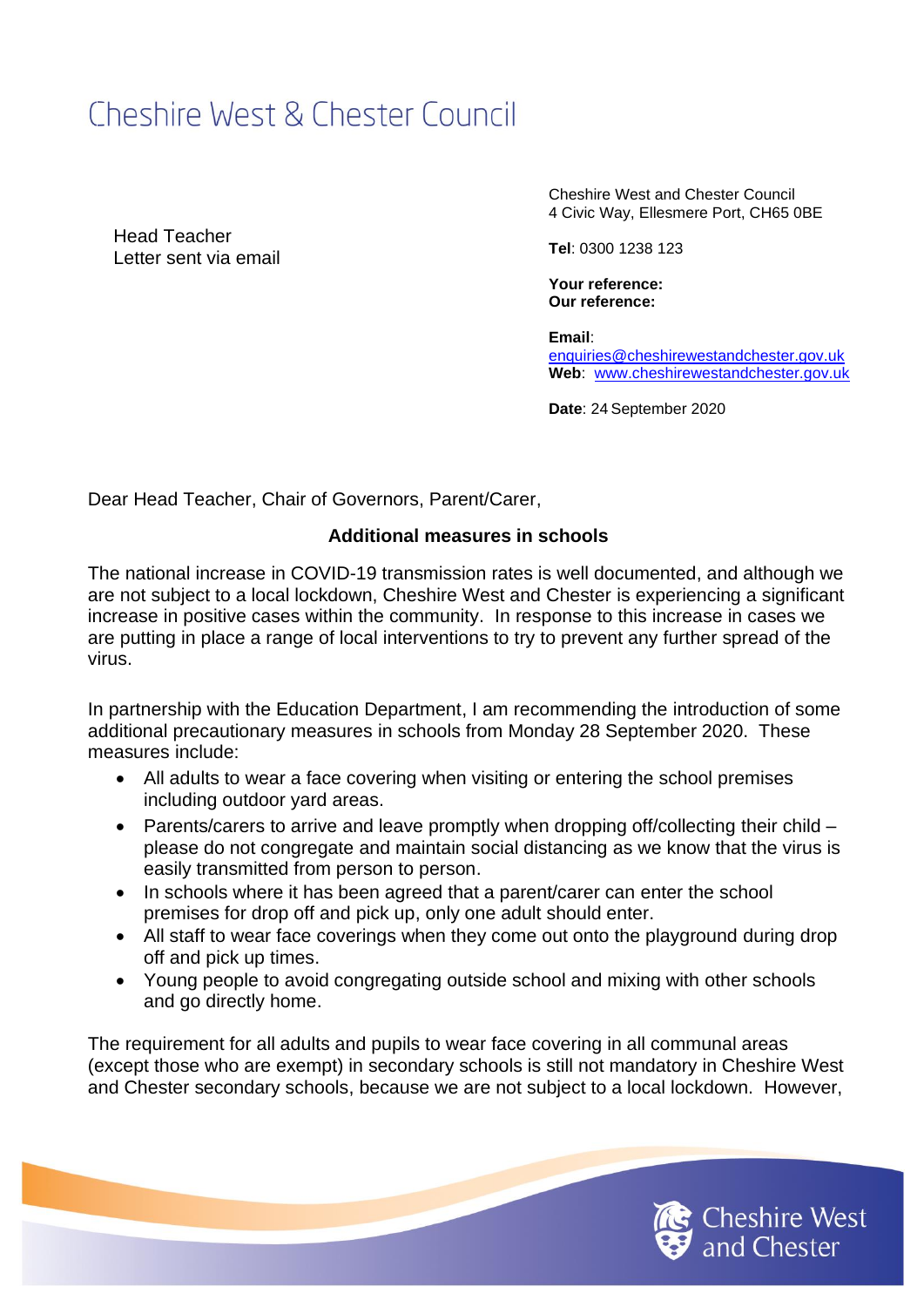# Cheshire West & Chester Council

Head Teacher
Letter sent via email

Cheshire West and Chester Council
4 Civic Way, Ellesmere Port, CH65 0BE

**Tel**: 0300 1238 123

**Your reference:**
**Our reference:**

**Email**: enquiries@cheshirewestandchester.gov.uk
**Web**: www.cheshirewestandchester.gov.uk

**Date**: 24 September 2020

Dear Head Teacher, Chair of Governors, Parent/Carer,

**Additional measures in schools**

The national increase in COVID-19 transmission rates is well documented, and although we are not subject to a local lockdown, Cheshire West and Chester is experiencing a significant increase in positive cases within the community. In response to this increase in cases we are putting in place a range of local interventions to try to prevent any further spread of the virus.

In partnership with the Education Department, I am recommending the introduction of some additional precautionary measures in schools from Monday 28 September 2020. These measures include:

- All adults to wear a face covering when visiting or entering the school premises including outdoor yard areas.
- Parents/carers to arrive and leave promptly when dropping off/collecting their child – please do not congregate and maintain social distancing as we know that the virus is easily transmitted from person to person.
- In schools where it has been agreed that a parent/carer can enter the school premises for drop off and pick up, only one adult should enter.
- All staff to wear face coverings when they come out onto the playground during drop off and pick up times.
- Young people to avoid congregating outside school and mixing with other schools and go directly home.

The requirement for all adults and pupils to wear face covering in all communal areas (except those who are exempt) in secondary schools is still not mandatory in Cheshire West and Chester secondary schools, because we are not subject to a local lockdown. However,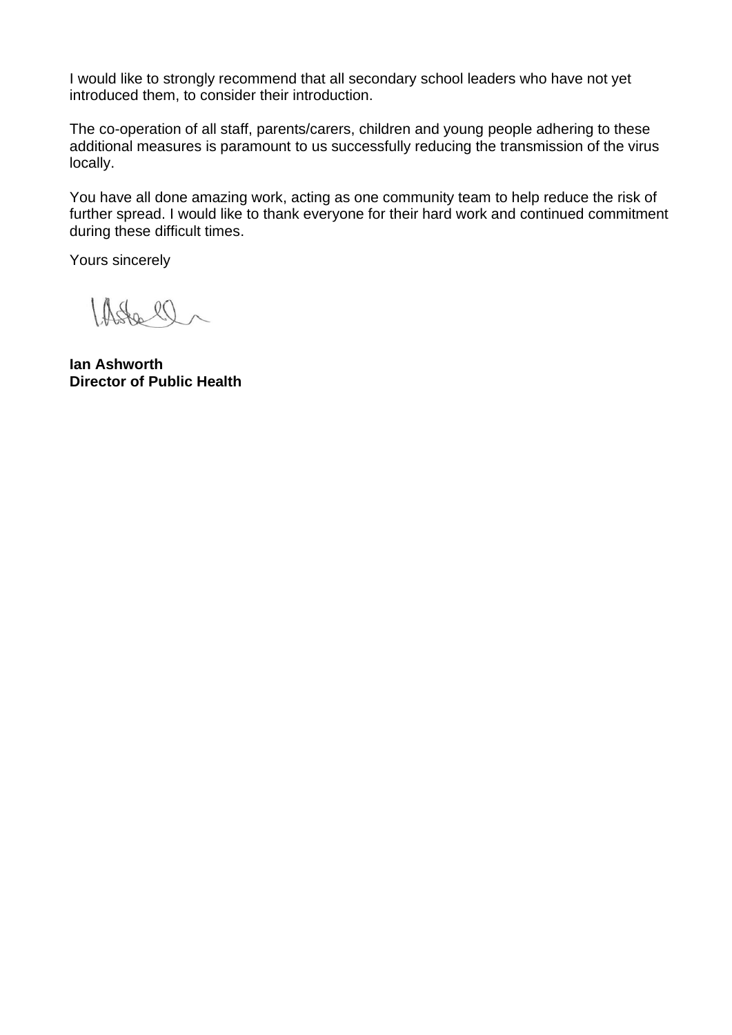I would like to strongly recommend that all secondary school leaders who have not yet introduced them, to consider their introduction.

The co-operation of all staff, parents/carers, children and young people adhering to these additional measures is paramount to us successfully reducing the transmission of the virus locally.

You have all done amazing work, acting as one community team to help reduce the risk of further spread. I would like to thank everyone for their hard work and continued commitment during these difficult times.

Yours sincerely

**Ian Ashworth**
**Director of Public Health**